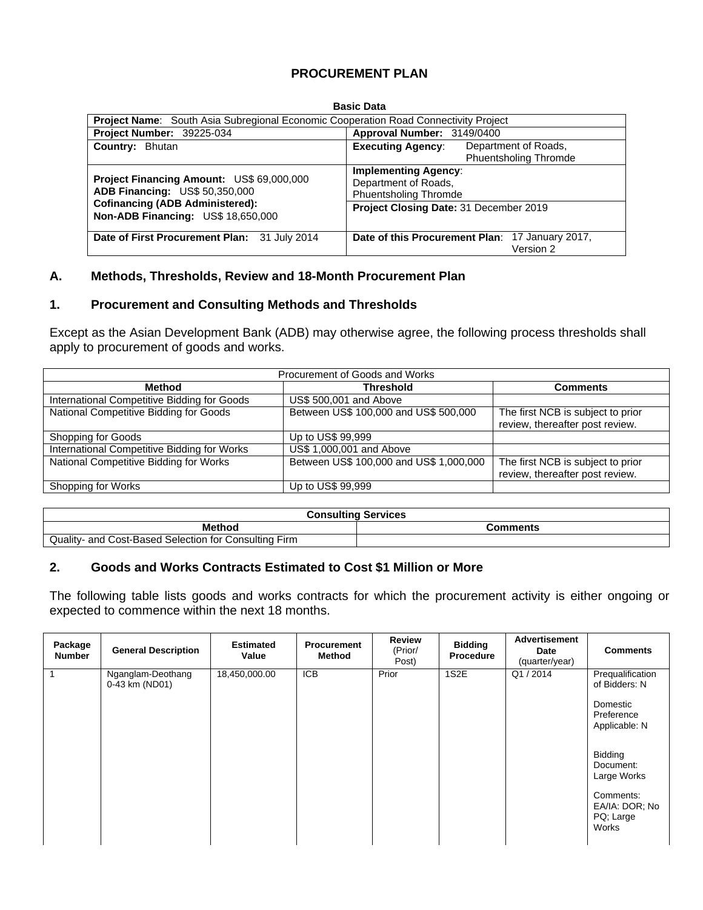# PROCUREMENT PLAN

**Basic Data**

| **Project Name**: South Asia Subregional Economic Cooperation Road Connectivity Project | |
|---|---|
| **Project Number:** 39225-034 | **Approval Number:** 3149/0400 |
| **Country:** Bhutan | **Executing Agency**: Department of Roads, Phuentsholing Thromde |
| **Project Financing Amount:** US$ 69,000,000<br>**ADB Financing:** US$ 50,350,000<br>**Cofinancing (ADB Administered):**<br>**Non-ADB Financing:** US$ 18,650,000 | **Implementing Agency**: Department of Roads, Phuentsholing Thromde<br>**Project Closing Date:** 31 December 2019 |
| **Date of First Procurement Plan:** 31 July 2014 | **Date of this Procurement Plan**: 17 January 2017, Version 2 |

## A. Methods, Thresholds, Review and 18-Month Procurement Plan

### 1. Procurement and Consulting Methods and Thresholds

Except as the Asian Development Bank (ADB) may otherwise agree, the following process thresholds shall apply to procurement of goods and works.

| Procurement of Goods and Works | | |
|---|---|---|
| **Method** | **Threshold** | **Comments** |
| International Competitive Bidding for Goods | US$ 500,001 and Above | |
| National Competitive Bidding for Goods | Between US$ 100,000 and US$ 500,000 | The first NCB is subject to prior review, thereafter post review. |
| Shopping for Goods | Up to US$ 99,999 | |
| International Competitive Bidding for Works | US$ 1,000,001 and Above | |
| National Competitive Bidding for Works | Between US$ 100,000 and US$ 1,000,000 | The first NCB is subject to prior review, thereafter post review. |
| Shopping for Works | Up to US$ 99,999 | |

| **Consulting Services** | |
|---|---|
| **Method** | **Comments** |
| Quality- and Cost-Based Selection for Consulting Firm | |

### 2. Goods and Works Contracts Estimated to Cost $1 Million or More

The following table lists goods and works contracts for which the procurement activity is either ongoing or expected to commence within the next 18 months.

| Package Number | General Description | Estimated Value | Procurement Method | Review (Prior/ Post) | Bidding Procedure | Advertisement Date (quarter/year) | Comments |
|---|---|---|---|---|---|---|---|
| 1 | Nganglam-Deothang 0-43 km (ND01) | 18,450,000.00 | ICB | Prior | 1S2E | Q1 / 2014 | Prequalification of Bidders: N<br><br>Domestic Preference Applicable: N<br><br>Bidding Document: Large Works<br><br>Comments: EA/IA: DOR; No PQ; Large Works |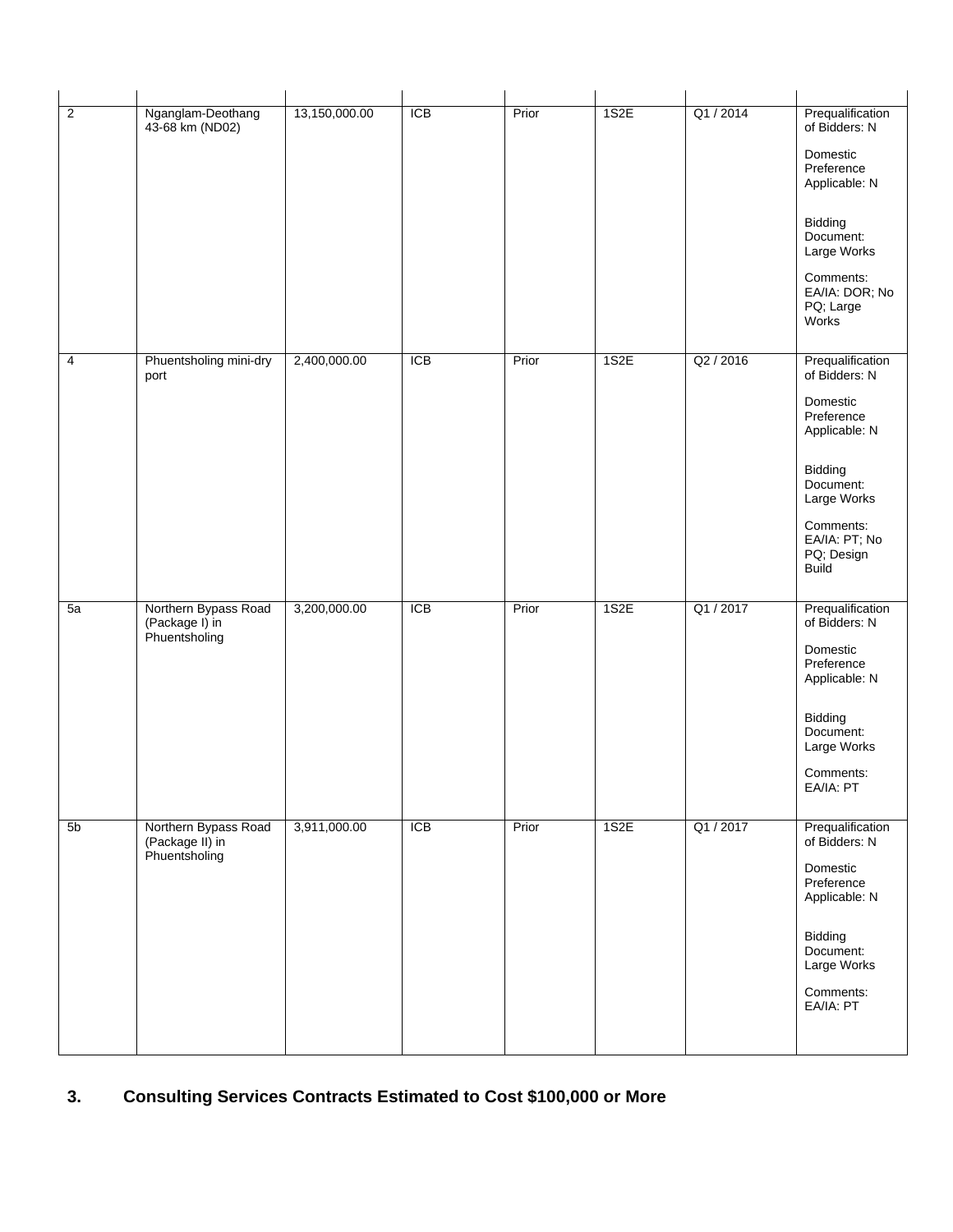| | | | | | | | |
|---|---|---|---|---|---|---|---|
| 2 | Nganglam-Deothang 43-68 km (ND02) | 13,150,000.00 | ICB | Prior | 1S2E | Q1 / 2014 | Prequalification of Bidders: N<br><br>Domestic Preference Applicable: N<br><br>Bidding Document: Large Works<br><br>Comments: EA/IA: DOR; No PQ; Large Works |
| 4 | Phuentsholing mini-dry port | 2,400,000.00 | ICB | Prior | 1S2E | Q2 / 2016 | Prequalification of Bidders: N<br><br>Domestic Preference Applicable: N<br><br>Bidding Document: Large Works<br><br>Comments: EA/IA: PT; No PQ; Design Build |
| 5a | Northern Bypass Road (Package I) in Phuentsholing | 3,200,000.00 | ICB | Prior | 1S2E | Q1 / 2017 | Prequalification of Bidders: N<br><br>Domestic Preference Applicable: N<br><br>Bidding Document: Large Works<br><br>Comments: EA/IA: PT |
| 5b | Northern Bypass Road (Package II) in Phuentsholing | 3,911,000.00 | ICB | Prior | 1S2E | Q1 / 2017 | Prequalification of Bidders: N<br><br>Domestic Preference Applicable: N<br><br>Bidding Document: Large Works<br><br>Comments: EA/IA: PT |

## 3. Consulting Services Contracts Estimated to Cost $100,000 or More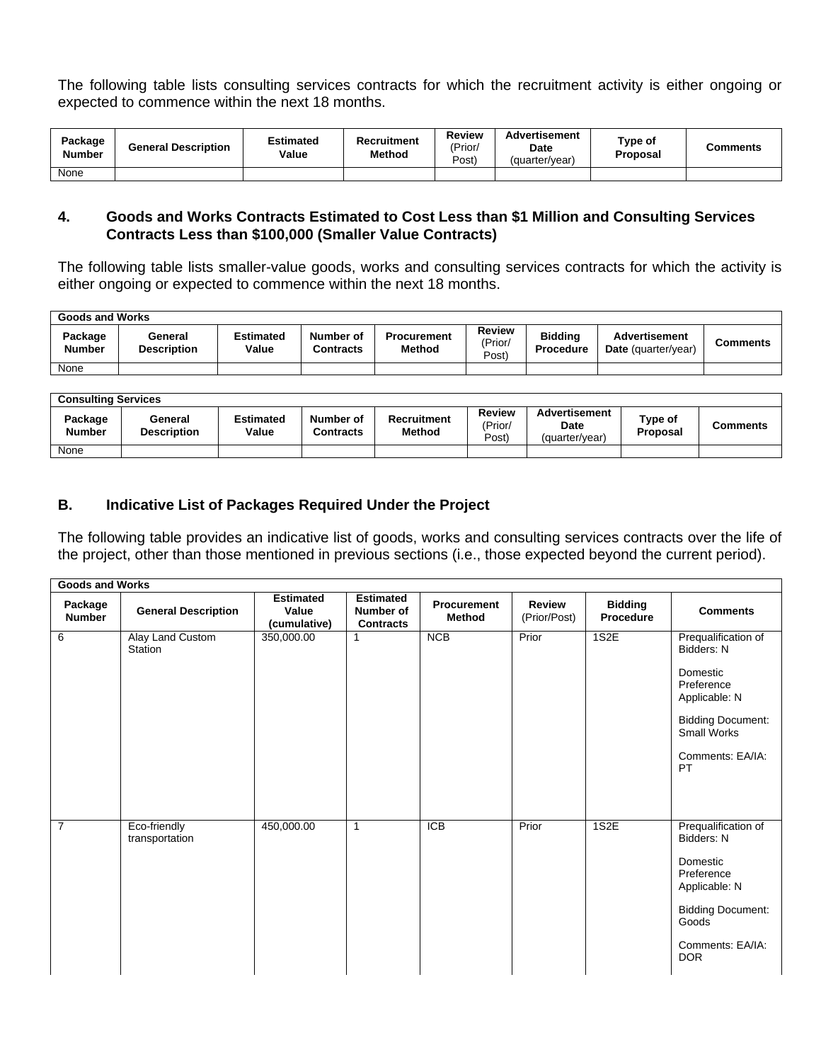The following table lists consulting services contracts for which the recruitment activity is either ongoing or expected to commence within the next 18 months.

| Package Number | General Description | Estimated Value | Recruitment Method | Review (Prior/ Post) | Advertisement Date (quarter/year) | Type of Proposal | Comments |
|---|---|---|---|---|---|---|---|
| None | | | | | | | |

## 4. Goods and Works Contracts Estimated to Cost Less than $1 Million and Consulting Services Contracts Less than $100,000 (Smaller Value Contracts)

The following table lists smaller-value goods, works and consulting services contracts for which the activity is either ongoing or expected to commence within the next 18 months.

| Goods and Works | | | | | | | | |
|---|---|---|---|---|---|---|---|---|
| Package Number | General Description | Estimated Value | Number of Contracts | Procurement Method | Review (Prior/ Post) | Bidding Procedure | Advertisement Date (quarter/year) | Comments |
| None | | | | | | | | |

| Consulting Services | | | | | | | | |
|---|---|---|---|---|---|---|---|---|
| Package Number | General Description | Estimated Value | Number of Contracts | Recruitment Method | Review (Prior/ Post) | Advertisement Date (quarter/year) | Type of Proposal | Comments |
| None | | | | | | | | |

## B. Indicative List of Packages Required Under the Project

The following table provides an indicative list of goods, works and consulting services contracts over the life of the project, other than those mentioned in previous sections (i.e., those expected beyond the current period).

| Goods and Works | | | | | | | |
|---|---|---|---|---|---|---|---|
| Package Number | General Description | Estimated Value (cumulative) | Estimated Number of Contracts | Procurement Method | Review (Prior/Post) | Bidding Procedure | Comments |
| 6 | Alay Land Custom Station | 350,000.00 | 1 | NCB | Prior | 1S2E | Prequalification of Bidders: N<br><br>Domestic Preference Applicable: N<br><br>Bidding Document: Small Works<br><br>Comments: EA/IA: PT |
| 7 | Eco-friendly transportation | 450,000.00 | 1 | ICB | Prior | 1S2E | Prequalification of Bidders: N<br><br>Domestic Preference Applicable: N<br><br>Bidding Document: Goods<br><br>Comments: EA/IA: DOR |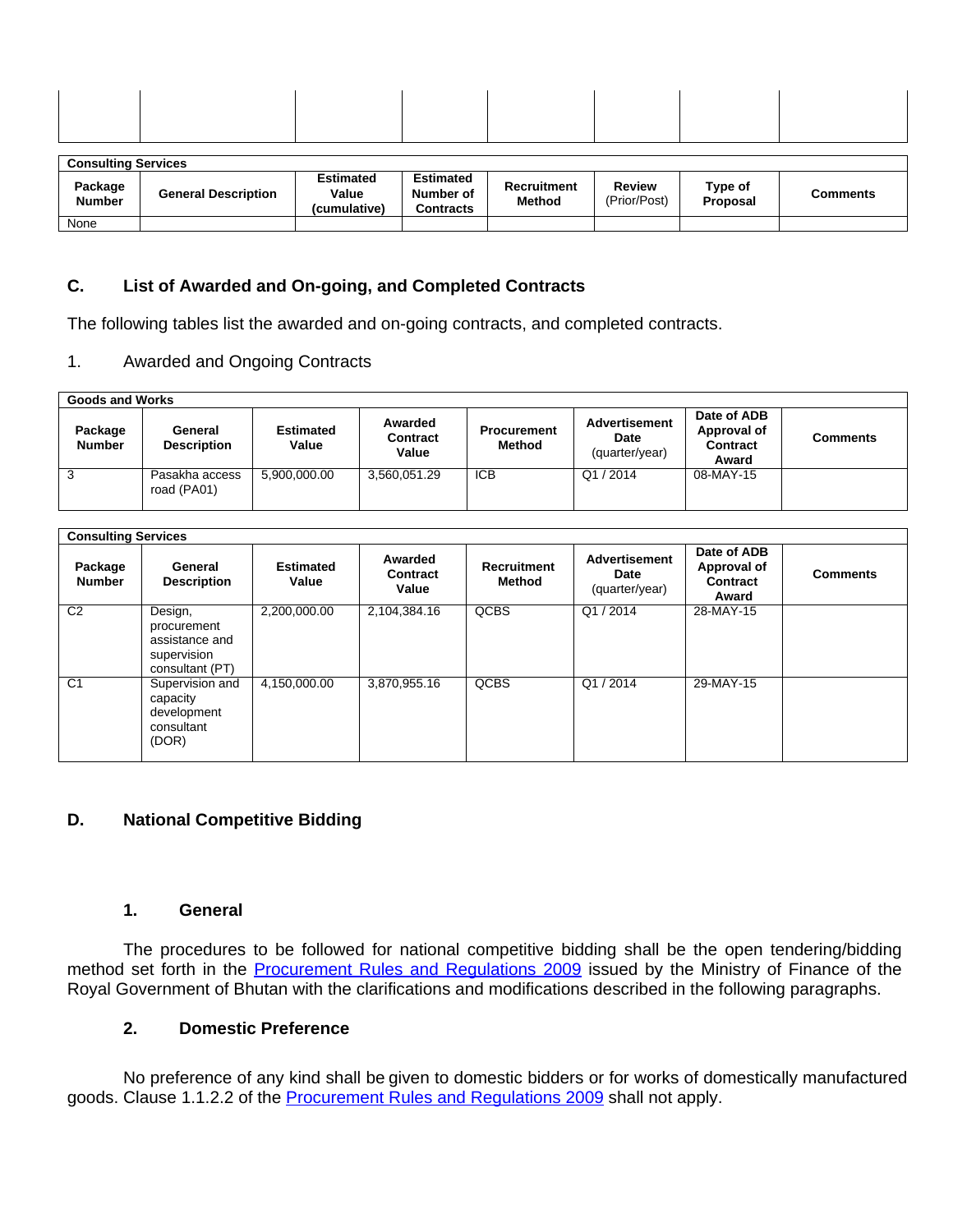| | | | | | | | |
|---|---|---|---|---|---|---|---|
| | | | | | | | |

| Consulting Services | | | | | | | |
|---|---|---|---|---|---|---|---|
| **Package Number** | **General Description** | **Estimated Value (cumulative)** | **Estimated Number of Contracts** | **Recruitment Method** | **Review** (Prior/Post) | **Type of Proposal** | **Comments** |
| None | | | | | | | |

## C. List of Awarded and On-going, and Completed Contracts

The following tables list the awarded and on-going contracts, and completed contracts.

1. Awarded and Ongoing Contracts

| Goods and Works | | | | | | | |
|---|---|---|---|---|---|---|---|
| **Package Number** | **General Description** | **Estimated Value** | **Awarded Contract Value** | **Procurement Method** | **Advertisement Date** (quarter/year) | **Date of ADB Approval of Contract Award** | **Comments** |
| 3 | Pasakha access road (PA01) | 5,900,000.00 | 3,560,051.29 | ICB | Q1 / 2014 | 08-MAY-15 | |

| Consulting Services | | | | | | | |
|---|---|---|---|---|---|---|---|
| **Package Number** | **General Description** | **Estimated Value** | **Awarded Contract Value** | **Recruitment Method** | **Advertisement Date** (quarter/year) | **Date of ADB Approval of Contract Award** | **Comments** |
| C2 | Design, procurement assistance and supervision consultant (PT) | 2,200,000.00 | 2,104,384.16 | QCBS | Q1 / 2014 | 28-MAY-15 | |
| C1 | Supervision and capacity development consultant (DOR) | 4,150,000.00 | 3,870,955.16 | QCBS | Q1 / 2014 | 29-MAY-15 | |

## D. National Competitive Bidding

### 1. General

The procedures to be followed for national competitive bidding shall be the open tendering/bidding method set forth in the Procurement Rules and Regulations 2009 issued by the Ministry of Finance of the Royal Government of Bhutan with the clarifications and modifications described in the following paragraphs.

### 2. Domestic Preference

No preference of any kind shall be given to domestic bidders or for works of domestically manufactured goods. Clause 1.1.2.2 of the Procurement Rules and Regulations 2009 shall not apply.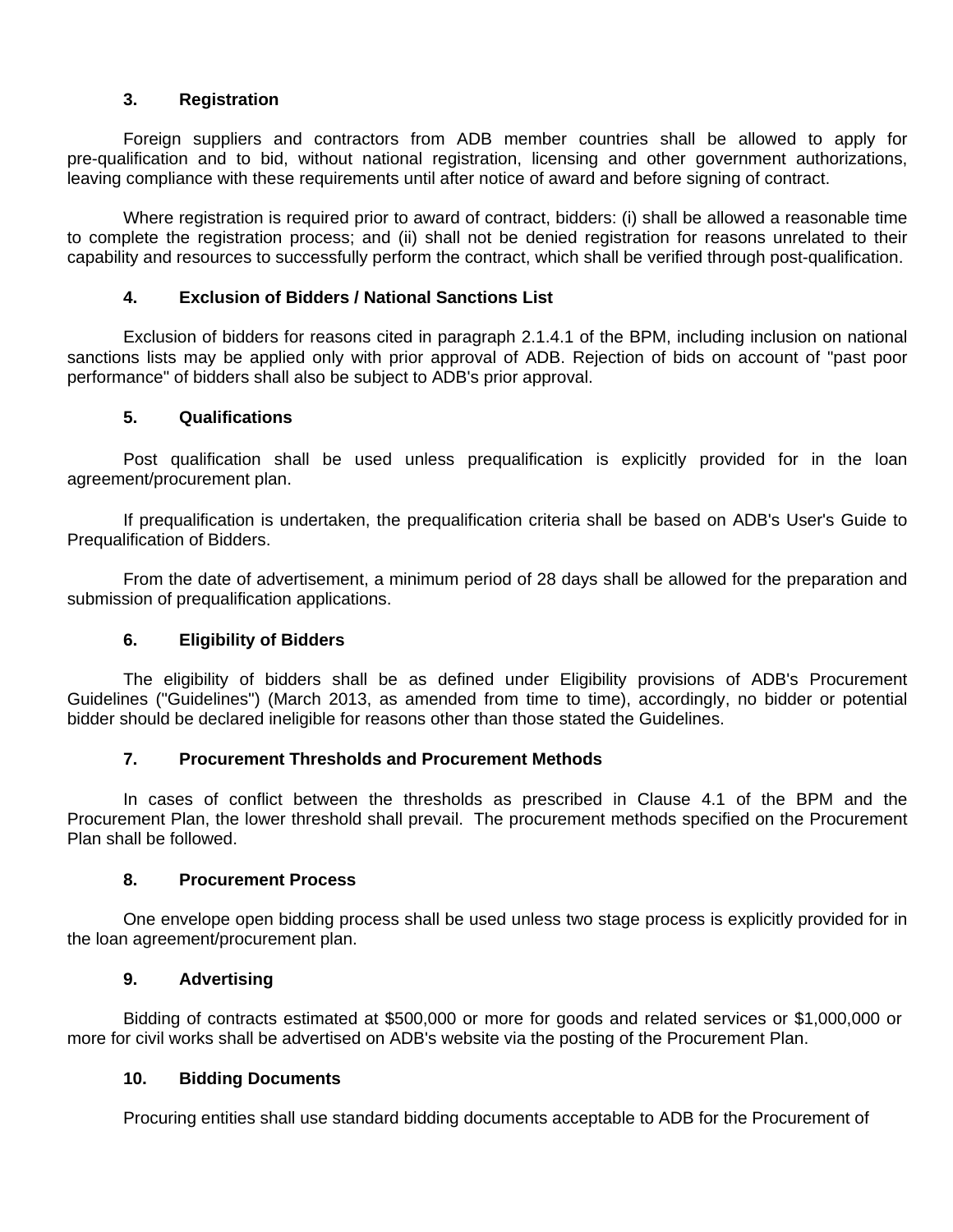### 3. Registration

Foreign suppliers and contractors from ADB member countries shall be allowed to apply for pre-qualification and to bid, without national registration, licensing and other government authorizations, leaving compliance with these requirements until after notice of award and before signing of contract.

Where registration is required prior to award of contract, bidders: (i) shall be allowed a reasonable time to complete the registration process; and (ii) shall not be denied registration for reasons unrelated to their capability and resources to successfully perform the contract, which shall be verified through post-qualification.

### 4. Exclusion of Bidders / National Sanctions List

Exclusion of bidders for reasons cited in paragraph 2.1.4.1 of the BPM, including inclusion on national sanctions lists may be applied only with prior approval of ADB. Rejection of bids on account of "past poor performance" of bidders shall also be subject to ADB's prior approval.

### 5. Qualifications

Post qualification shall be used unless prequalification is explicitly provided for in the loan agreement/procurement plan.

If prequalification is undertaken, the prequalification criteria shall be based on ADB's User's Guide to Prequalification of Bidders.

From the date of advertisement, a minimum period of 28 days shall be allowed for the preparation and submission of prequalification applications.

### 6. Eligibility of Bidders

The eligibility of bidders shall be as defined under Eligibility provisions of ADB's Procurement Guidelines ("Guidelines") (March 2013, as amended from time to time), accordingly, no bidder or potential bidder should be declared ineligible for reasons other than those stated the Guidelines.

### 7. Procurement Thresholds and Procurement Methods

In cases of conflict between the thresholds as prescribed in Clause 4.1 of the BPM and the Procurement Plan, the lower threshold shall prevail. The procurement methods specified on the Procurement Plan shall be followed.

### 8. Procurement Process

One envelope open bidding process shall be used unless two stage process is explicitly provided for in the loan agreement/procurement plan.

### 9. Advertising

Bidding of contracts estimated at $500,000 or more for goods and related services or $1,000,000 or more for civil works shall be advertised on ADB's website via the posting of the Procurement Plan.

### 10. Bidding Documents

Procuring entities shall use standard bidding documents acceptable to ADB for the Procurement of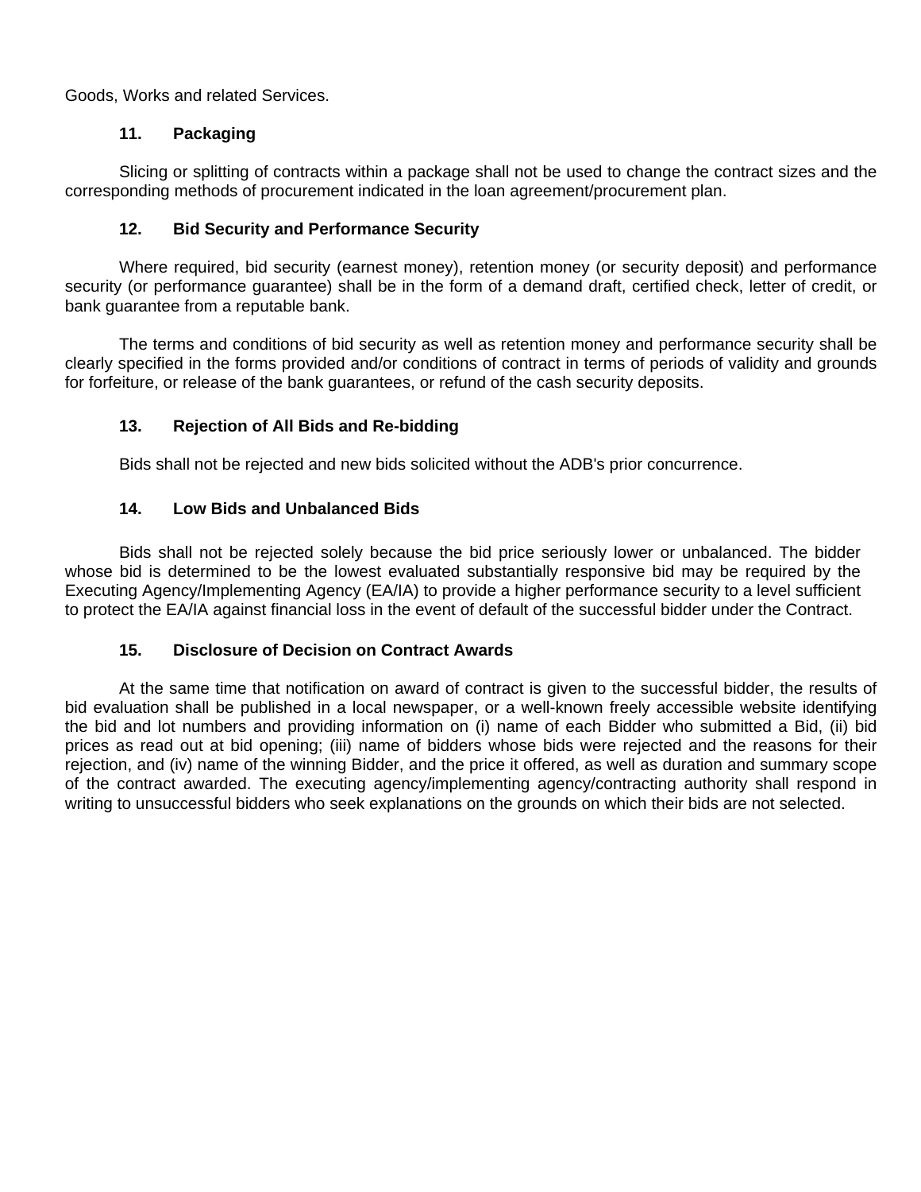Goods, Works and related Services.

### 11. Packaging

Slicing or splitting of contracts within a package shall not be used to change the contract sizes and the corresponding methods of procurement indicated in the loan agreement/procurement plan.

### 12. Bid Security and Performance Security

Where required, bid security (earnest money), retention money (or security deposit) and performance security (or performance guarantee) shall be in the form of a demand draft, certified check, letter of credit, or bank guarantee from a reputable bank.

The terms and conditions of bid security as well as retention money and performance security shall be clearly specified in the forms provided and/or conditions of contract in terms of periods of validity and grounds for forfeiture, or release of the bank guarantees, or refund of the cash security deposits.

### 13. Rejection of All Bids and Re-bidding

Bids shall not be rejected and new bids solicited without the ADB's prior concurrence.

### 14. Low Bids and Unbalanced Bids

Bids shall not be rejected solely because the bid price seriously lower or unbalanced. The bidder whose bid is determined to be the lowest evaluated substantially responsive bid may be required by the Executing Agency/Implementing Agency (EA/IA) to provide a higher performance security to a level sufficient to protect the EA/IA against financial loss in the event of default of the successful bidder under the Contract.

### 15. Disclosure of Decision on Contract Awards

At the same time that notification on award of contract is given to the successful bidder, the results of bid evaluation shall be published in a local newspaper, or a well-known freely accessible website identifying the bid and lot numbers and providing information on (i) name of each Bidder who submitted a Bid, (ii) bid prices as read out at bid opening; (iii) name of bidders whose bids were rejected and the reasons for their rejection, and (iv) name of the winning Bidder, and the price it offered, as well as duration and summary scope of the contract awarded. The executing agency/implementing agency/contracting authority shall respond in writing to unsuccessful bidders who seek explanations on the grounds on which their bids are not selected.